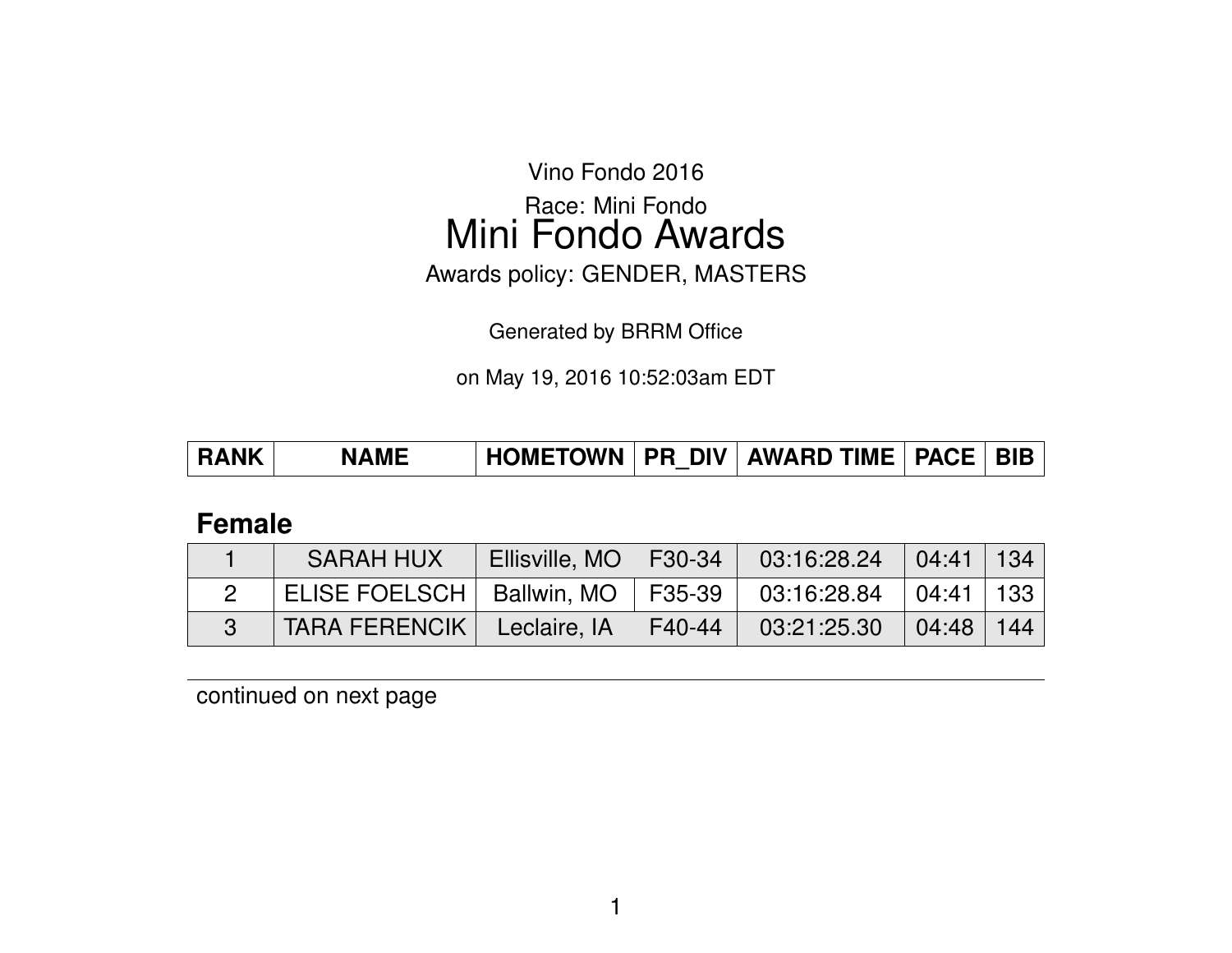Vino Fondo 2016

Race: Mini Fondo

# Mini Fondo Awards

Awards policy: GENDER, MASTERS

Generated by BRRM Office

on May 19, 2016 10:52:03am EDT

## Female

| RANK | NAME | HOMETOWN | PR_DIV | AWARD TIME | PACE | BIB |
|---|---|---|---|---|---|---|
| 1 | SARAH HUX | Ellisville, MO | F30-34 | 03:16:28.24 | 04:41 | 134 |
| 2 | ELISE FOELSCH | Ballwin, MO | F35-39 | 03:16:28.84 | 04:41 | 133 |
| 3 | TARA FERENCIK | Leclaire, IA | F40-44 | 03:21:25.30 | 04:48 | 144 |

continued on next page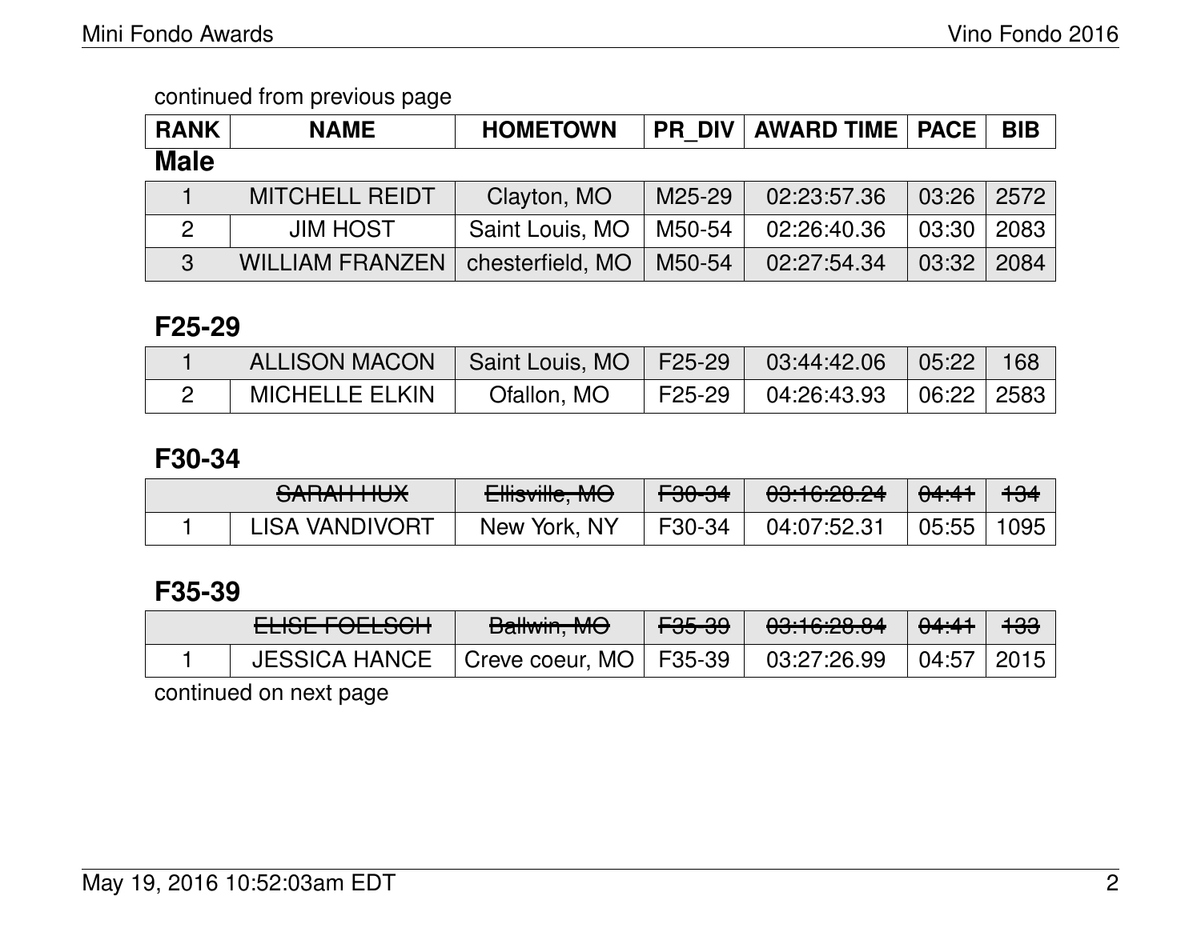continued from previous page

| RANK | NAME | HOMETOWN | PR_DIV | AWARD TIME | PACE | BIB |
|---|---|---|---|---|---|---|

**Male**

| RANK | NAME | HOMETOWN | PR_DIV | AWARD TIME | PACE | BIB |
|---|---|---|---|---|---|---|
| 1 | MITCHELL REIDT | Clayton, MO | M25-29 | 02:23:57.36 | 03:26 | 2572 |
| 2 | JIM HOST | Saint Louis, MO | M50-54 | 02:26:40.36 | 03:30 | 2083 |
| 3 | WILLIAM FRANZEN | chesterfield, MO | M50-54 | 02:27:54.34 | 03:32 | 2084 |

## F25-29

| RANK | NAME | HOMETOWN | PR_DIV | AWARD TIME | PACE | BIB |
|---|---|---|---|---|---|---|
| 1 | ALLISON MACON | Saint Louis, MO | F25-29 | 03:44:42.06 | 05:22 | 168 |
| 2 | MICHELLE ELKIN | Ofallon, MO | F25-29 | 04:26:43.93 | 06:22 | 2583 |

## F30-34

| RANK | NAME | HOMETOWN | PR_DIV | AWARD TIME | PACE | BIB |
|---|---|---|---|---|---|---|
| | ~~SARAH HUX~~ | ~~Ellisville, MO~~ | ~~F30-34~~ | ~~03:16:28.24~~ | ~~04:41~~ | ~~134~~ |
| 1 | LISA VANDIVORT | New York, NY | F30-34 | 04:07:52.31 | 05:55 | 1095 |

## F35-39

| RANK | NAME | HOMETOWN | PR_DIV | AWARD TIME | PACE | BIB |
|---|---|---|---|---|---|---|
| | ~~ELISE FOELSCH~~ | ~~Ballwin, MO~~ | ~~F35-39~~ | ~~03:16:28.84~~ | ~~04:41~~ | ~~133~~ |
| 1 | JESSICA HANCE | Creve coeur, MO | F35-39 | 03:27:26.99 | 04:57 | 2015 |

continued on next page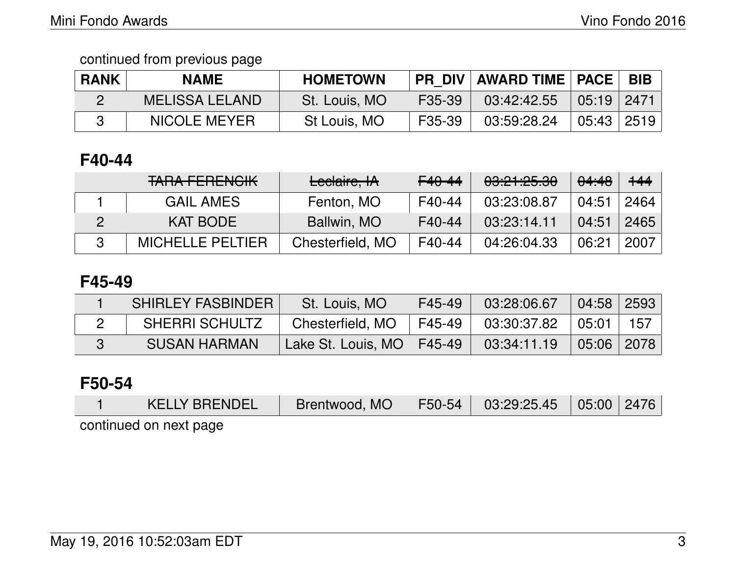continued from previous page

| RANK | NAME | HOMETOWN | PR_DIV | AWARD TIME | PACE | BIB |
|---|---|---|---|---|---|---|
| 2 | MELISSA LELAND | St. Louis, MO | F35-39 | 03:42:42.55 | 05:19 | 2471 |
| 3 | NICOLE MEYER | St Louis, MO | F35-39 | 03:59:28.24 | 05:43 | 2519 |

## F40-44

| RANK | NAME | HOMETOWN | PR_DIV | AWARD TIME | PACE | BIB |
|---|---|---|---|---|---|---|
| | ~~TARA FERENCIK~~ | ~~Leclaire, IA~~ | ~~F40-44~~ | ~~03:21:25.30~~ | ~~04:48~~ | ~~144~~ |
| 1 | GAIL AMES | Fenton, MO | F40-44 | 03:23:08.87 | 04:51 | 2464 |
| 2 | KAT BODE | Ballwin, MO | F40-44 | 03:23:14.11 | 04:51 | 2465 |
| 3 | MICHELLE PELTIER | Chesterfield, MO | F40-44 | 04:26:04.33 | 06:21 | 2007 |

## F45-49

| RANK | NAME | HOMETOWN | PR_DIV | AWARD TIME | PACE | BIB |
|---|---|---|---|---|---|---|
| 1 | SHIRLEY FASBINDER | St. Louis, MO | F45-49 | 03:28:06.67 | 04:58 | 2593 |
| 2 | SHERRI SCHULTZ | Chesterfield, MO | F45-49 | 03:30:37.82 | 05:01 | 157 |
| 3 | SUSAN HARMAN | Lake St. Louis, MO | F45-49 | 03:34:11.19 | 05:06 | 2078 |

## F50-54

| RANK | NAME | HOMETOWN | PR_DIV | AWARD TIME | PACE | BIB |
|---|---|---|---|---|---|---|
| 1 | KELLY BRENDEL | Brentwood, MO | F50-54 | 03:29:25.45 | 05:00 | 2476 |

continued on next page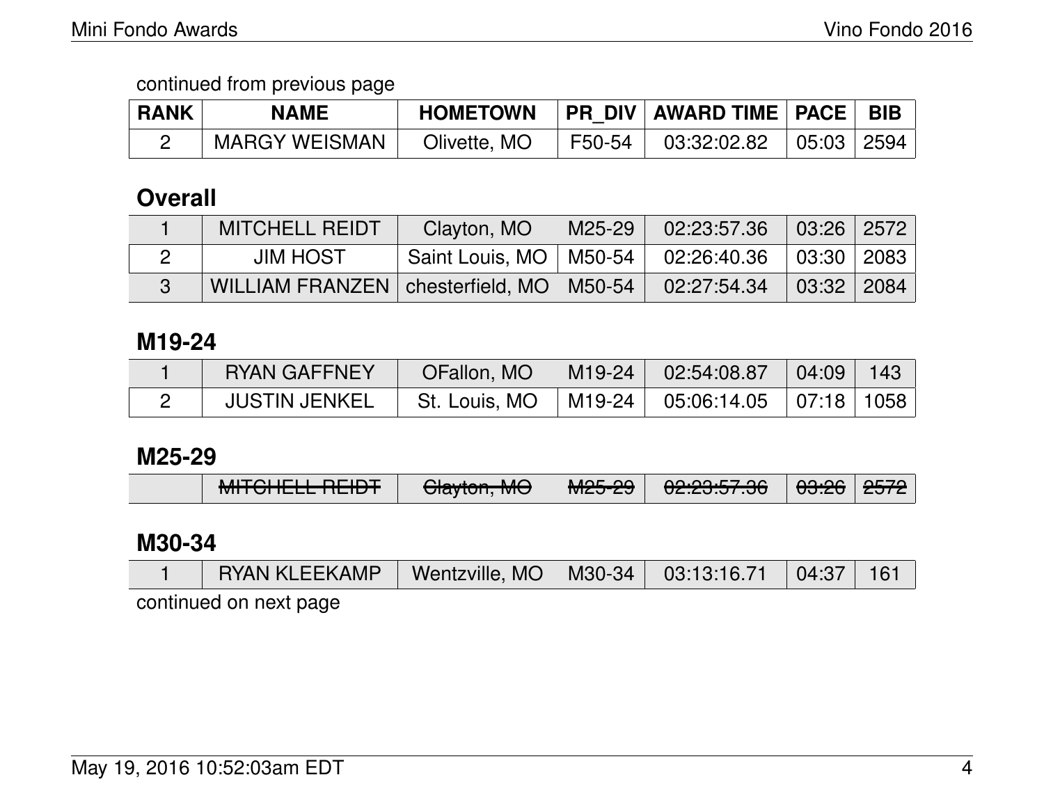continued from previous page

| RANK | NAME | HOMETOWN | PR_DIV | AWARD TIME | PACE | BIB |
|---|---|---|---|---|---|---|
| 2 | MARGY WEISMAN | Olivette, MO | F50-54 | 03:32:02.82 | 05:03 | 2594 |

## Overall

| RANK | NAME | HOMETOWN | PR_DIV | AWARD TIME | PACE | BIB |
|---|---|---|---|---|---|---|
| 1 | MITCHELL REIDT | Clayton, MO | M25-29 | 02:23:57.36 | 03:26 | 2572 |
| 2 | JIM HOST | Saint Louis, MO | M50-54 | 02:26:40.36 | 03:30 | 2083 |
| 3 | WILLIAM FRANZEN | chesterfield, MO | M50-54 | 02:27:54.34 | 03:32 | 2084 |

## M19-24

| RANK | NAME | HOMETOWN | PR_DIV | AWARD TIME | PACE | BIB |
|---|---|---|---|---|---|---|
| 1 | RYAN GAFFNEY | OFallon, MO | M19-24 | 02:54:08.87 | 04:09 | 143 |
| 2 | JUSTIN JENKEL | St. Louis, MO | M19-24 | 05:06:14.05 | 07:18 | 1058 |

## M25-29

| RANK | NAME | HOMETOWN | PR_DIV | AWARD TIME | PACE | BIB |
|---|---|---|---|---|---|---|
| | ~~MITCHELL REIDT~~ | ~~Clayton, MO~~ | ~~M25-29~~ | ~~02:23:57.36~~ | ~~03:26~~ | ~~2572~~ |

## M30-34

| RANK | NAME | HOMETOWN | PR_DIV | AWARD TIME | PACE | BIB |
|---|---|---|---|---|---|---|
| 1 | RYAN KLEEKAMP | Wentzville, MO | M30-34 | 03:13:16.71 | 04:37 | 161 |

continued on next page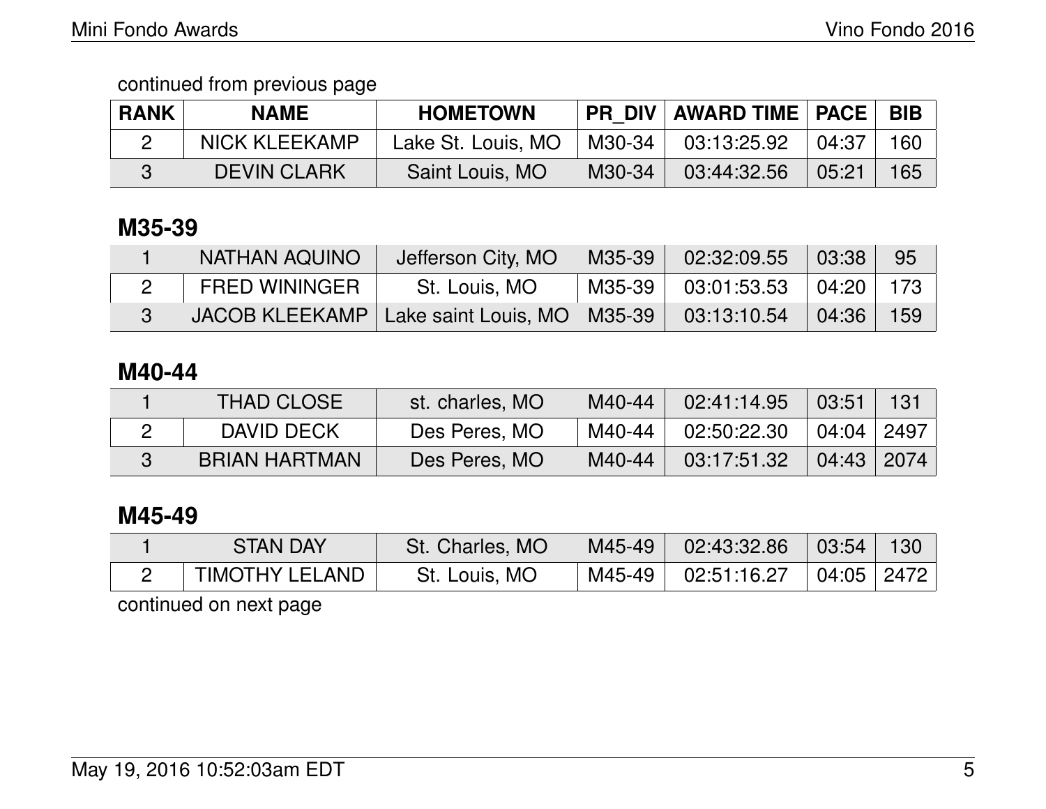continued from previous page

| RANK | NAME | HOMETOWN | PR_DIV | AWARD TIME | PACE | BIB |
|---|---|---|---|---|---|---|
| 2 | NICK KLEEKAMP | Lake St. Louis, MO | M30-34 | 03:13:25.92 | 04:37 | 160 |
| 3 | DEVIN CLARK | Saint Louis, MO | M30-34 | 03:44:32.56 | 05:21 | 165 |

## M35-39

| RANK | NAME | HOMETOWN | PR_DIV | AWARD TIME | PACE | BIB |
|---|---|---|---|---|---|---|
| 1 | NATHAN AQUINO | Jefferson City, MO | M35-39 | 02:32:09.55 | 03:38 | 95 |
| 2 | FRED WININGER | St. Louis, MO | M35-39 | 03:01:53.53 | 04:20 | 173 |
| 3 | JACOB KLEEKAMP | Lake saint Louis, MO | M35-39 | 03:13:10.54 | 04:36 | 159 |

## M40-44

| RANK | NAME | HOMETOWN | PR_DIV | AWARD TIME | PACE | BIB |
|---|---|---|---|---|---|---|
| 1 | THAD CLOSE | st. charles, MO | M40-44 | 02:41:14.95 | 03:51 | 131 |
| 2 | DAVID DECK | Des Peres, MO | M40-44 | 02:50:22.30 | 04:04 | 2497 |
| 3 | BRIAN HARTMAN | Des Peres, MO | M40-44 | 03:17:51.32 | 04:43 | 2074 |

## M45-49

| RANK | NAME | HOMETOWN | PR_DIV | AWARD TIME | PACE | BIB |
|---|---|---|---|---|---|---|
| 1 | STAN DAY | St. Charles, MO | M45-49 | 02:43:32.86 | 03:54 | 130 |
| 2 | TIMOTHY LELAND | St. Louis, MO | M45-49 | 02:51:16.27 | 04:05 | 2472 |

continued on next page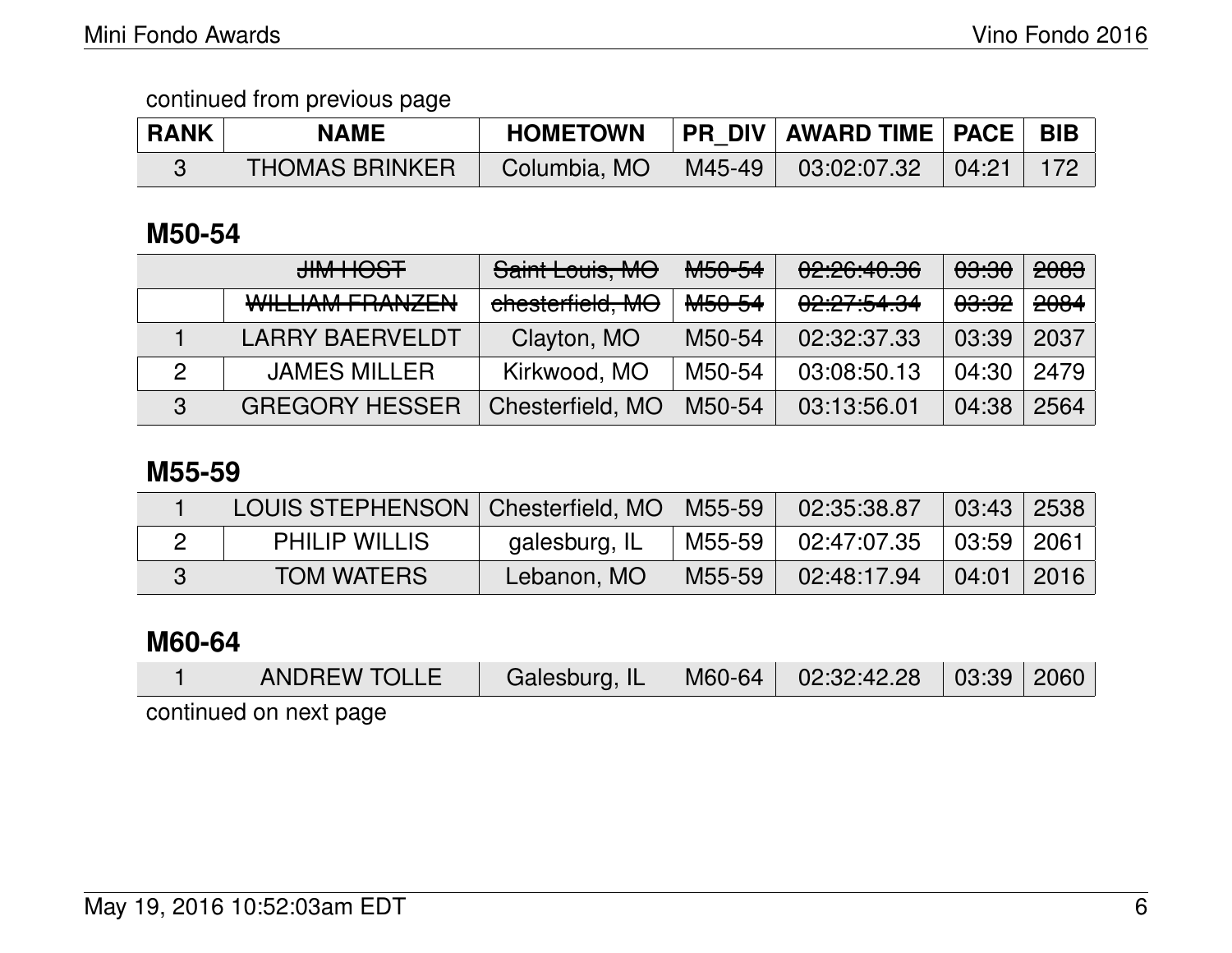continued from previous page

| RANK | NAME | HOMETOWN | PR_DIV | AWARD TIME | PACE | BIB |
|---|---|---|---|---|---|---|
| 3 | THOMAS BRINKER | Columbia, MO | M45-49 | 03:02:07.32 | 04:21 | 172 |

## M50-54

| RANK | NAME | HOMETOWN | PR_DIV | AWARD TIME | PACE | BIB |
|---|---|---|---|---|---|---|
| | ~~JIM HOST~~ | ~~Saint Louis, MO~~ | ~~M50-54~~ | ~~02:26:40.36~~ | ~~03:30~~ | ~~2083~~ |
| | ~~WILLIAM FRANZEN~~ | ~~chesterfield, MO~~ | ~~M50-54~~ | ~~02:27:54.34~~ | ~~03:32~~ | ~~2084~~ |
| 1 | LARRY BAERVELDT | Clayton, MO | M50-54 | 02:32:37.33 | 03:39 | 2037 |
| 2 | JAMES MILLER | Kirkwood, MO | M50-54 | 03:08:50.13 | 04:30 | 2479 |
| 3 | GREGORY HESSER | Chesterfield, MO | M50-54 | 03:13:56.01 | 04:38 | 2564 |

## M55-59

| RANK | NAME | HOMETOWN | PR_DIV | AWARD TIME | PACE | BIB |
|---|---|---|---|---|---|---|
| 1 | LOUIS STEPHENSON | Chesterfield, MO | M55-59 | 02:35:38.87 | 03:43 | 2538 |
| 2 | PHILIP WILLIS | galesburg, IL | M55-59 | 02:47:07.35 | 03:59 | 2061 |
| 3 | TOM WATERS | Lebanon, MO | M55-59 | 02:48:17.94 | 04:01 | 2016 |

## M60-64

| RANK | NAME | HOMETOWN | PR_DIV | AWARD TIME | PACE | BIB |
|---|---|---|---|---|---|---|
| 1 | ANDREW TOLLE | Galesburg, IL | M60-64 | 02:32:42.28 | 03:39 | 2060 |

continued on next page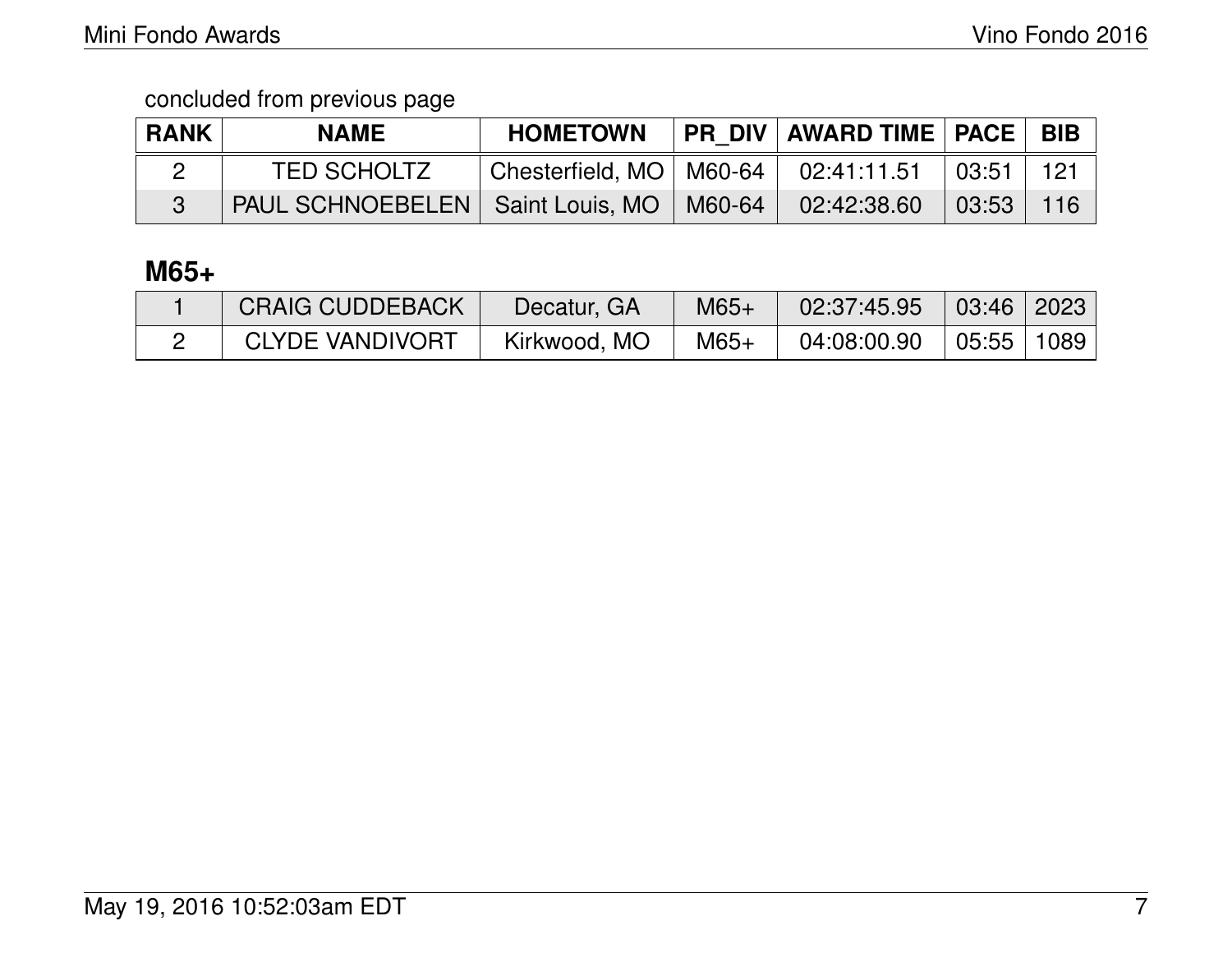concluded from previous page

| RANK | NAME | HOMETOWN | PR_DIV | AWARD TIME | PACE | BIB |
|---|---|---|---|---|---|---|
| 2 | TED SCHOLTZ | Chesterfield, MO | M60-64 | 02:41:11.51 | 03:51 | 121 |
| 3 | PAUL SCHNOEBELEN | Saint Louis, MO | M60-64 | 02:42:38.60 | 03:53 | 116 |

## M65+

| | | | | | | |
|---|---|---|---|---|---|---|
| 1 | CRAIG CUDDEBACK | Decatur, GA | M65+ | 02:37:45.95 | 03:46 | 2023 |
| 2 | CLYDE VANDIVORT | Kirkwood, MO | M65+ | 04:08:00.90 | 05:55 | 1089 |